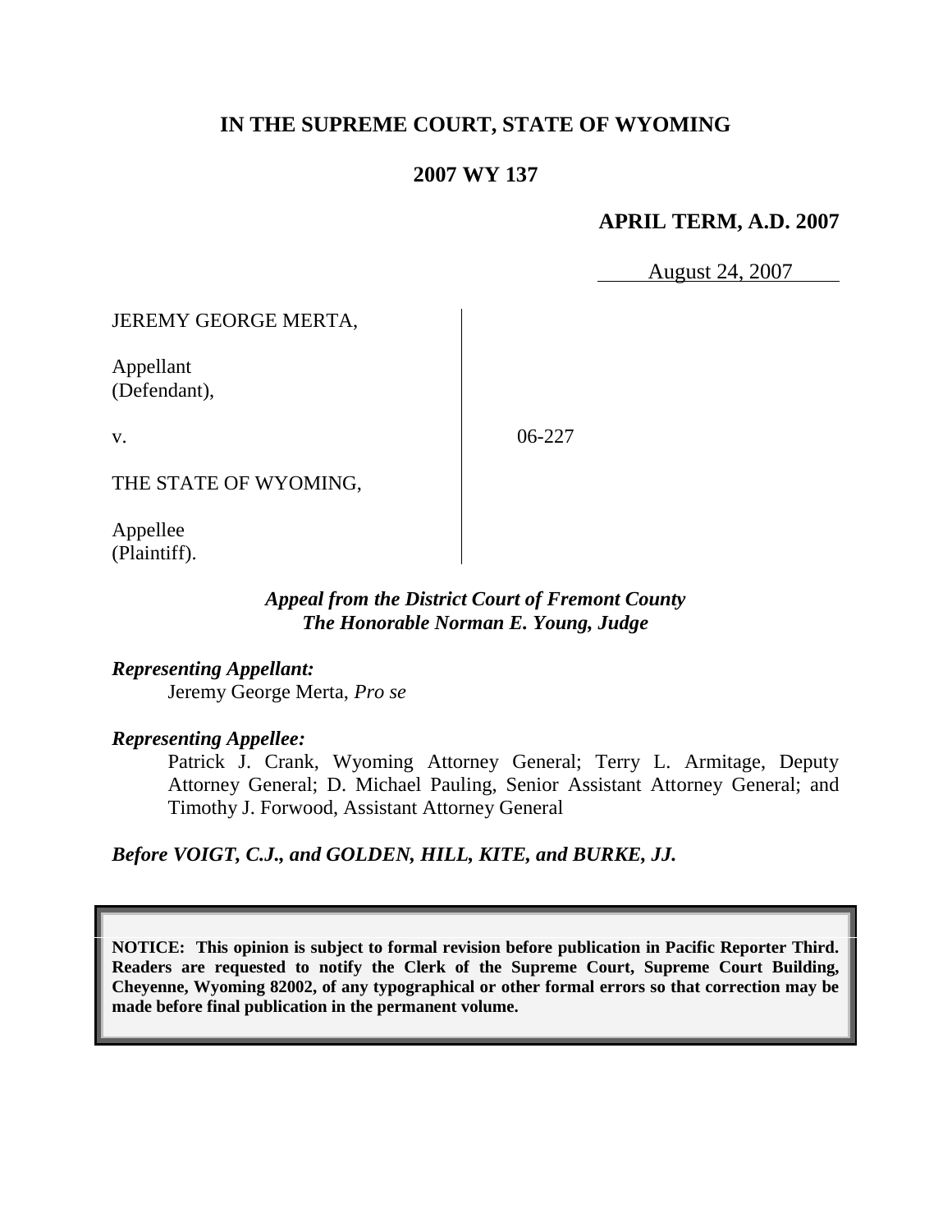# IN THE SUPREME COURT, STATE OF WYOMING

## 2007 WY 137

**APRIL TERM, A.D. 2007**

August 24, 2007

JEREMY GEORGE MERTA,

Appellant
(Defendant),

v.

06-227

THE STATE OF WYOMING,

Appellee
(Plaintiff).

***Appeal from the District Court of Fremont County***
***The Honorable Norman E. Young, Judge***

***Representing Appellant:***

Jeremy George Merta, *Pro se*

***Representing Appellee:***

Patrick J. Crank, Wyoming Attorney General; Terry L. Armitage, Deputy Attorney General; D. Michael Pauling, Senior Assistant Attorney General; and Timothy J. Forwood, Assistant Attorney General

***Before VOIGT, C.J., and GOLDEN, HILL, KITE, and BURKE, JJ.***

**NOTICE: This opinion is subject to formal revision before publication in Pacific Reporter Third. Readers are requested to notify the Clerk of the Supreme Court, Supreme Court Building, Cheyenne, Wyoming 82002, of any typographical or other formal errors so that correction may be made before final publication in the permanent volume.**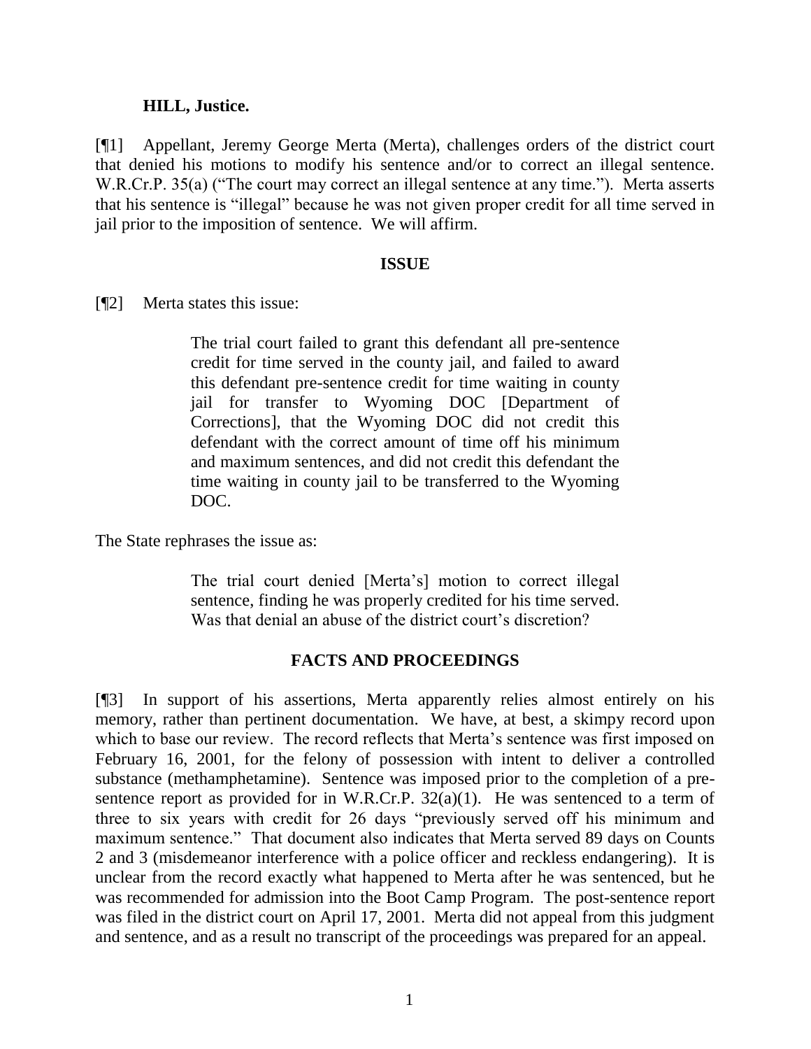**HILL, Justice.**

[¶1] Appellant, Jeremy George Merta (Merta), challenges orders of the district court that denied his motions to modify his sentence and/or to correct an illegal sentence. W.R.Cr.P. 35(a) ("The court may correct an illegal sentence at any time."). Merta asserts that his sentence is "illegal" because he was not given proper credit for all time served in jail prior to the imposition of sentence. We will affirm.

## ISSUE

[¶2] Merta states this issue:

> The trial court failed to grant this defendant all pre-sentence credit for time served in the county jail, and failed to award this defendant pre-sentence credit for time waiting in county jail for transfer to Wyoming DOC [Department of Corrections], that the Wyoming DOC did not credit this defendant with the correct amount of time off his minimum and maximum sentences, and did not credit this defendant the time waiting in county jail to be transferred to the Wyoming DOC.

The State rephrases the issue as:

> The trial court denied [Merta's] motion to correct illegal sentence, finding he was properly credited for his time served. Was that denial an abuse of the district court's discretion?

## FACTS AND PROCEEDINGS

[¶3] In support of his assertions, Merta apparently relies almost entirely on his memory, rather than pertinent documentation. We have, at best, a skimpy record upon which to base our review. The record reflects that Merta's sentence was first imposed on February 16, 2001, for the felony of possession with intent to deliver a controlled substance (methamphetamine). Sentence was imposed prior to the completion of a pre-sentence report as provided for in W.R.Cr.P. 32(a)(1). He was sentenced to a term of three to six years with credit for 26 days "previously served off his minimum and maximum sentence." That document also indicates that Merta served 89 days on Counts 2 and 3 (misdemeanor interference with a police officer and reckless endangering). It is unclear from the record exactly what happened to Merta after he was sentenced, but he was recommended for admission into the Boot Camp Program. The post-sentence report was filed in the district court on April 17, 2001. Merta did not appeal from this judgment and sentence, and as a result no transcript of the proceedings was prepared for an appeal.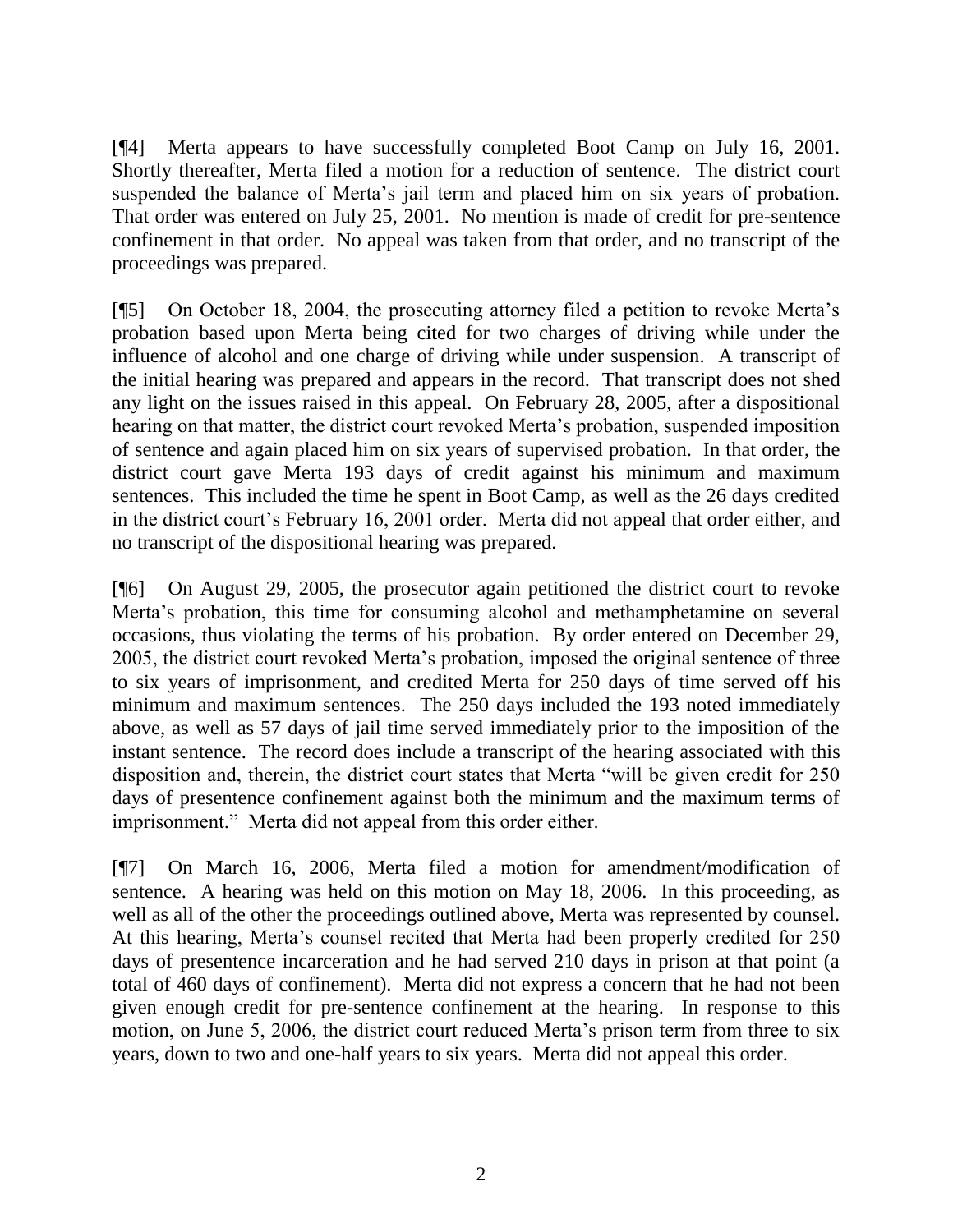[¶4] Merta appears to have successfully completed Boot Camp on July 16, 2001. Shortly thereafter, Merta filed a motion for a reduction of sentence. The district court suspended the balance of Merta's jail term and placed him on six years of probation. That order was entered on July 25, 2001. No mention is made of credit for pre-sentence confinement in that order. No appeal was taken from that order, and no transcript of the proceedings was prepared.

[¶5] On October 18, 2004, the prosecuting attorney filed a petition to revoke Merta's probation based upon Merta being cited for two charges of driving while under the influence of alcohol and one charge of driving while under suspension. A transcript of the initial hearing was prepared and appears in the record. That transcript does not shed any light on the issues raised in this appeal. On February 28, 2005, after a dispositional hearing on that matter, the district court revoked Merta's probation, suspended imposition of sentence and again placed him on six years of supervised probation. In that order, the district court gave Merta 193 days of credit against his minimum and maximum sentences. This included the time he spent in Boot Camp, as well as the 26 days credited in the district court's February 16, 2001 order. Merta did not appeal that order either, and no transcript of the dispositional hearing was prepared.

[¶6] On August 29, 2005, the prosecutor again petitioned the district court to revoke Merta's probation, this time for consuming alcohol and methamphetamine on several occasions, thus violating the terms of his probation. By order entered on December 29, 2005, the district court revoked Merta's probation, imposed the original sentence of three to six years of imprisonment, and credited Merta for 250 days of time served off his minimum and maximum sentences. The 250 days included the 193 noted immediately above, as well as 57 days of jail time served immediately prior to the imposition of the instant sentence. The record does include a transcript of the hearing associated with this disposition and, therein, the district court states that Merta "will be given credit for 250 days of presentence confinement against both the minimum and the maximum terms of imprisonment." Merta did not appeal from this order either.

[¶7] On March 16, 2006, Merta filed a motion for amendment/modification of sentence. A hearing was held on this motion on May 18, 2006. In this proceeding, as well as all of the other the proceedings outlined above, Merta was represented by counsel. At this hearing, Merta's counsel recited that Merta had been properly credited for 250 days of presentence incarceration and he had served 210 days in prison at that point (a total of 460 days of confinement). Merta did not express a concern that he had not been given enough credit for pre-sentence confinement at the hearing. In response to this motion, on June 5, 2006, the district court reduced Merta's prison term from three to six years, down to two and one-half years to six years. Merta did not appeal this order.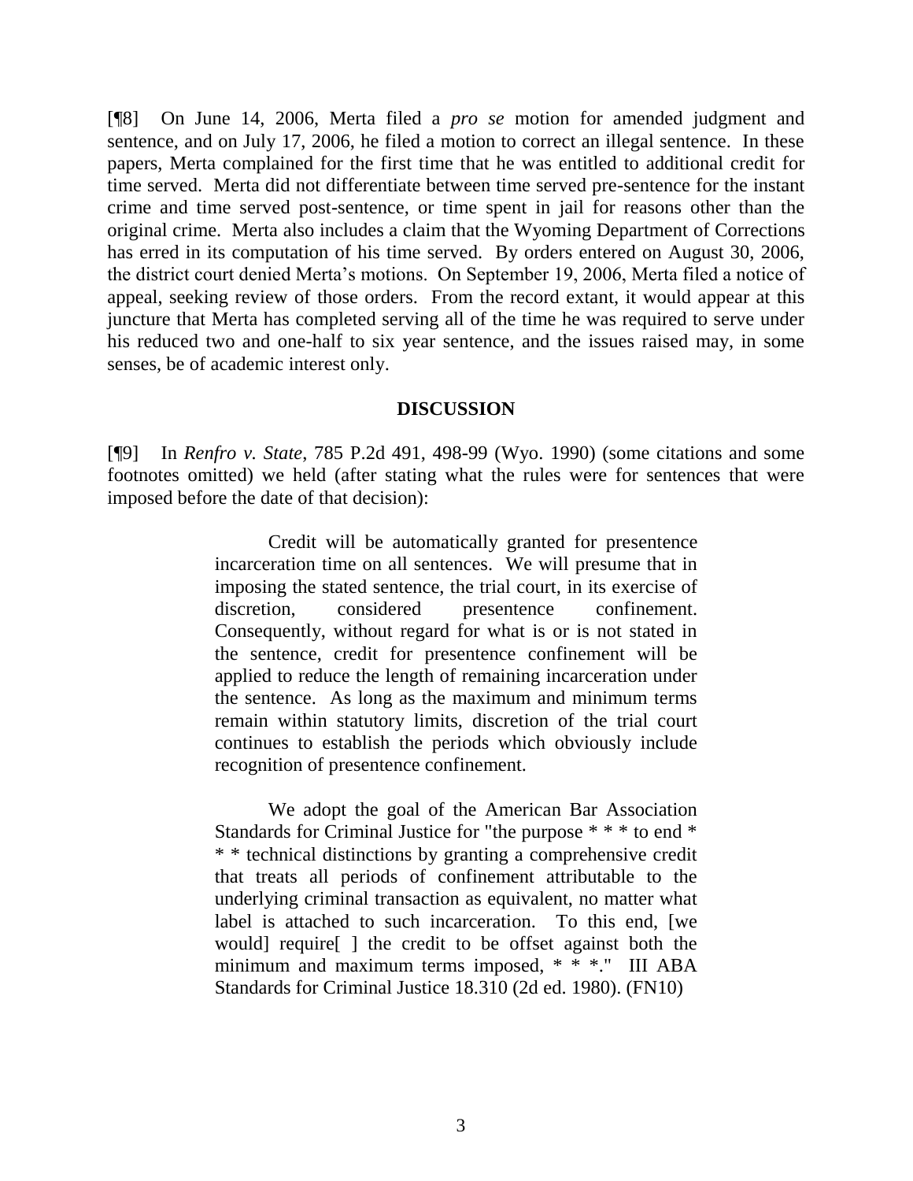[¶8] On June 14, 2006, Merta filed a *pro se* motion for amended judgment and sentence, and on July 17, 2006, he filed a motion to correct an illegal sentence. In these papers, Merta complained for the first time that he was entitled to additional credit for time served. Merta did not differentiate between time served pre-sentence for the instant crime and time served post-sentence, or time spent in jail for reasons other than the original crime. Merta also includes a claim that the Wyoming Department of Corrections has erred in its computation of his time served. By orders entered on August 30, 2006, the district court denied Merta's motions. On September 19, 2006, Merta filed a notice of appeal, seeking review of those orders. From the record extant, it would appear at this juncture that Merta has completed serving all of the time he was required to serve under his reduced two and one-half to six year sentence, and the issues raised may, in some senses, be of academic interest only.

## DISCUSSION

[¶9] In *Renfro v. State*, 785 P.2d 491, 498-99 (Wyo. 1990) (some citations and some footnotes omitted) we held (after stating what the rules were for sentences that were imposed before the date of that decision):

> Credit will be automatically granted for presentence incarceration time on all sentences. We will presume that in imposing the stated sentence, the trial court, in its exercise of discretion, considered presentence confinement. Consequently, without regard for what is or is not stated in the sentence, credit for presentence confinement will be applied to reduce the length of remaining incarceration under the sentence. As long as the maximum and minimum terms remain within statutory limits, discretion of the trial court continues to establish the periods which obviously include recognition of presentence confinement.
>
> We adopt the goal of the American Bar Association Standards for Criminal Justice for "the purpose * * * to end * * * technical distinctions by granting a comprehensive credit that treats all periods of confinement attributable to the underlying criminal transaction as equivalent, no matter what label is attached to such incarceration. To this end, [we would] require[ ] the credit to be offset against both the minimum and maximum terms imposed, * * *." III ABA Standards for Criminal Justice 18.310 (2d ed. 1980). (FN10)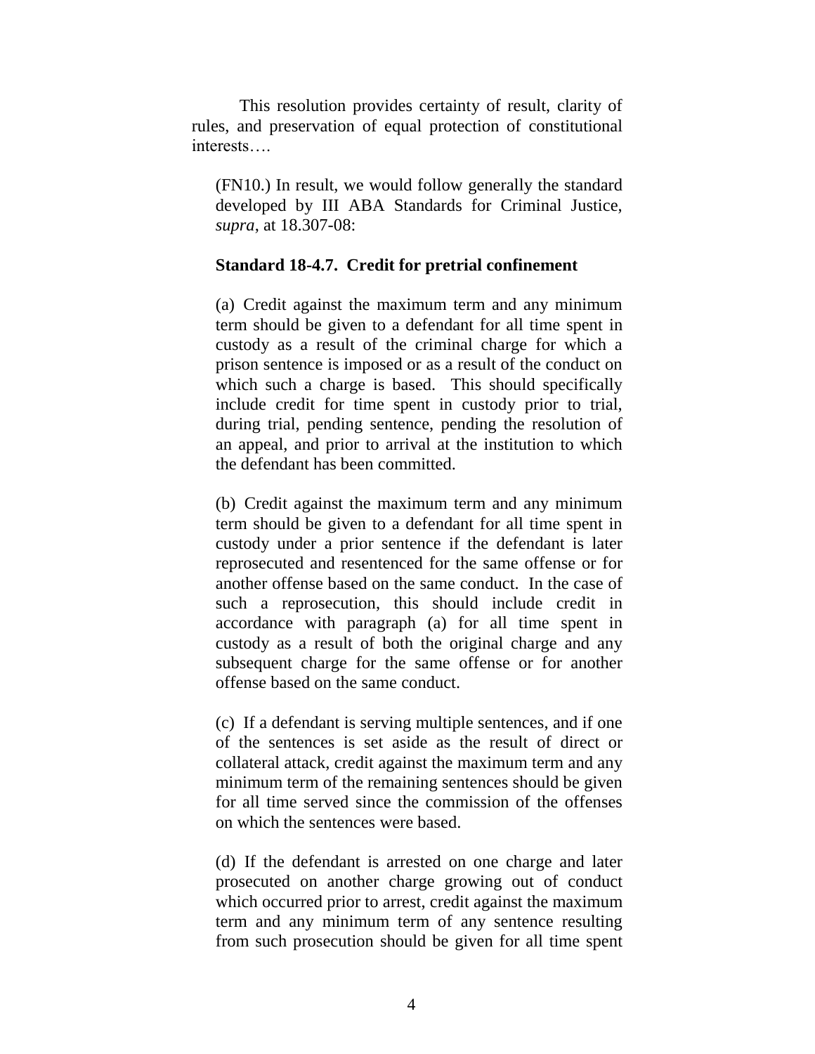This resolution provides certainty of result, clarity of rules, and preservation of equal protection of constitutional interests….

> (FN10.) In result, we would follow generally the standard developed by III ABA Standards for Criminal Justice, *supra*, at 18.307-08:
>
> **Standard 18-4.7. Credit for pretrial confinement**
>
> (a) Credit against the maximum term and any minimum term should be given to a defendant for all time spent in custody as a result of the criminal charge for which a prison sentence is imposed or as a result of the conduct on which such a charge is based. This should specifically include credit for time spent in custody prior to trial, during trial, pending sentence, pending the resolution of an appeal, and prior to arrival at the institution to which the defendant has been committed.
>
> (b) Credit against the maximum term and any minimum term should be given to a defendant for all time spent in custody under a prior sentence if the defendant is later reprosecuted and resentenced for the same offense or for another offense based on the same conduct. In the case of such a reprosecution, this should include credit in accordance with paragraph (a) for all time spent in custody as a result of both the original charge and any subsequent charge for the same offense or for another offense based on the same conduct.
>
> (c) If a defendant is serving multiple sentences, and if one of the sentences is set aside as the result of direct or collateral attack, credit against the maximum term and any minimum term of the remaining sentences should be given for all time served since the commission of the offenses on which the sentences were based.
>
> (d) If the defendant is arrested on one charge and later prosecuted on another charge growing out of conduct which occurred prior to arrest, credit against the maximum term and any minimum term of any sentence resulting from such prosecution should be given for all time spent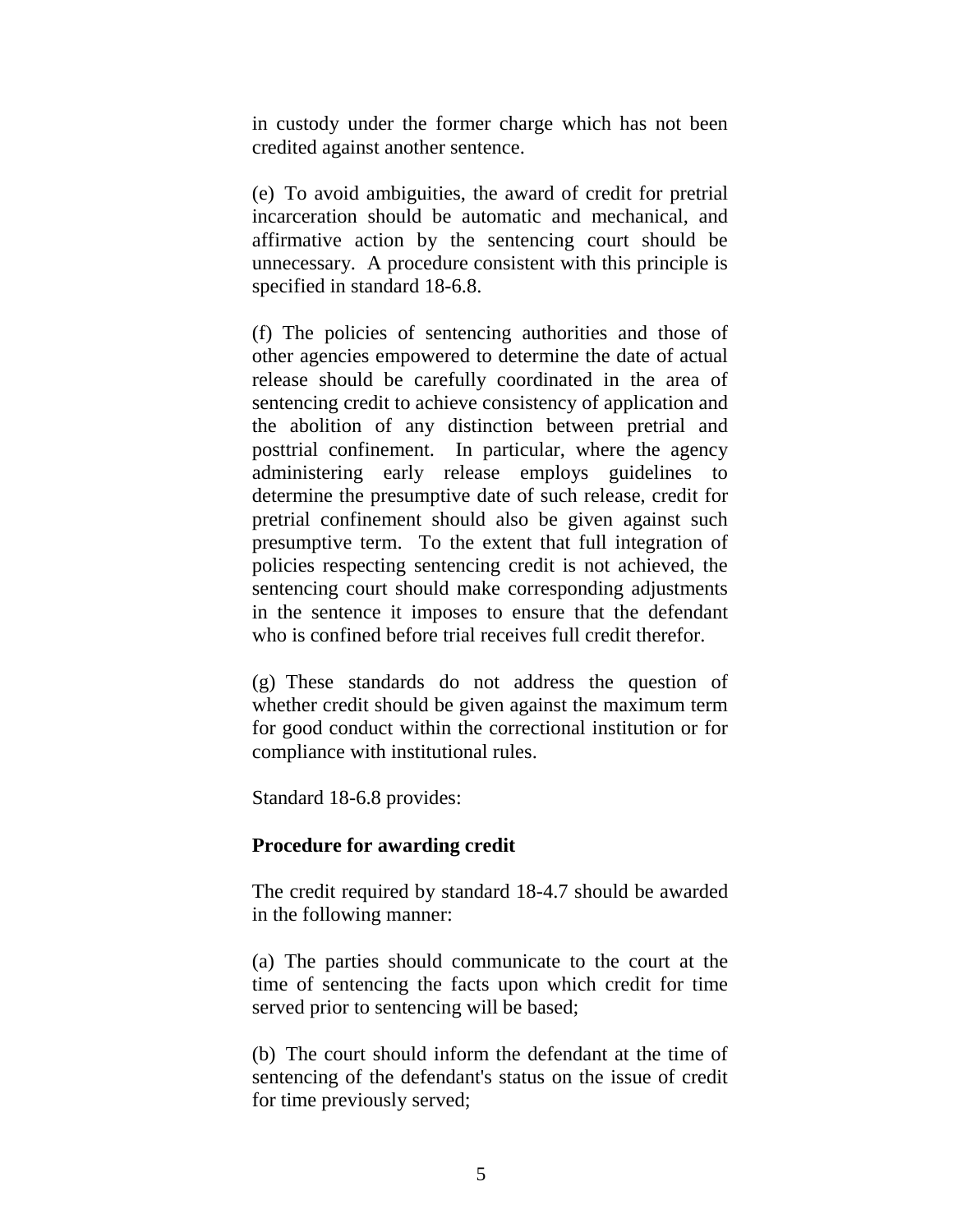in custody under the former charge which has not been credited against another sentence.

(e) To avoid ambiguities, the award of credit for pretrial incarceration should be automatic and mechanical, and affirmative action by the sentencing court should be unnecessary. A procedure consistent with this principle is specified in standard 18-6.8.

(f) The policies of sentencing authorities and those of other agencies empowered to determine the date of actual release should be carefully coordinated in the area of sentencing credit to achieve consistency of application and the abolition of any distinction between pretrial and posttrial confinement. In particular, where the agency administering early release employs guidelines to determine the presumptive date of such release, credit for pretrial confinement should also be given against such presumptive term. To the extent that full integration of policies respecting sentencing credit is not achieved, the sentencing court should make corresponding adjustments in the sentence it imposes to ensure that the defendant who is confined before trial receives full credit therefor.

(g) These standards do not address the question of whether credit should be given against the maximum term for good conduct within the correctional institution or for compliance with institutional rules.

Standard 18-6.8 provides:

**Procedure for awarding credit**

The credit required by standard 18-4.7 should be awarded in the following manner:

(a) The parties should communicate to the court at the time of sentencing the facts upon which credit for time served prior to sentencing will be based;

(b) The court should inform the defendant at the time of sentencing of the defendant's status on the issue of credit for time previously served;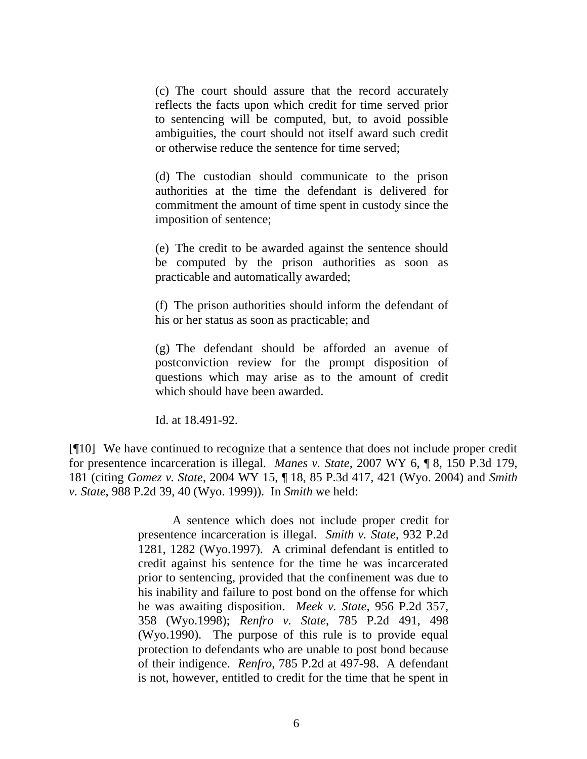> (c) The court should assure that the record accurately reflects the facts upon which credit for time served prior to sentencing will be computed, but, to avoid possible ambiguities, the court should not itself award such credit or otherwise reduce the sentence for time served;
>
> (d) The custodian should communicate to the prison authorities at the time the defendant is delivered for commitment the amount of time spent in custody since the imposition of sentence;
>
> (e) The credit to be awarded against the sentence should be computed by the prison authorities as soon as practicable and automatically awarded;
>
> (f) The prison authorities should inform the defendant of his or her status as soon as practicable; and
>
> (g) The defendant should be afforded an avenue of postconviction review for the prompt disposition of questions which may arise as to the amount of credit which should have been awarded.
>
> Id. at 18.491-92.

[¶10] We have continued to recognize that a sentence that does not include proper credit for presentence incarceration is illegal. *Manes v. State*, 2007 WY 6, ¶ 8, 150 P.3d 179, 181 (citing *Gomez v. State*, 2004 WY 15, ¶ 18, 85 P.3d 417, 421 (Wyo. 2004) and *Smith v. State*, 988 P.2d 39, 40 (Wyo. 1999)). In *Smith* we held:

> A sentence which does not include proper credit for presentence incarceration is illegal. *Smith v. State*, 932 P.2d 1281, 1282 (Wyo.1997). A criminal defendant is entitled to credit against his sentence for the time he was incarcerated prior to sentencing, provided that the confinement was due to his inability and failure to post bond on the offense for which he was awaiting disposition. *Meek v. State*, 956 P.2d 357, 358 (Wyo.1998); *Renfro v. State*, 785 P.2d 491, 498 (Wyo.1990). The purpose of this rule is to provide equal protection to defendants who are unable to post bond because of their indigence. *Renfro*, 785 P.2d at 497-98. A defendant is not, however, entitled to credit for the time that he spent in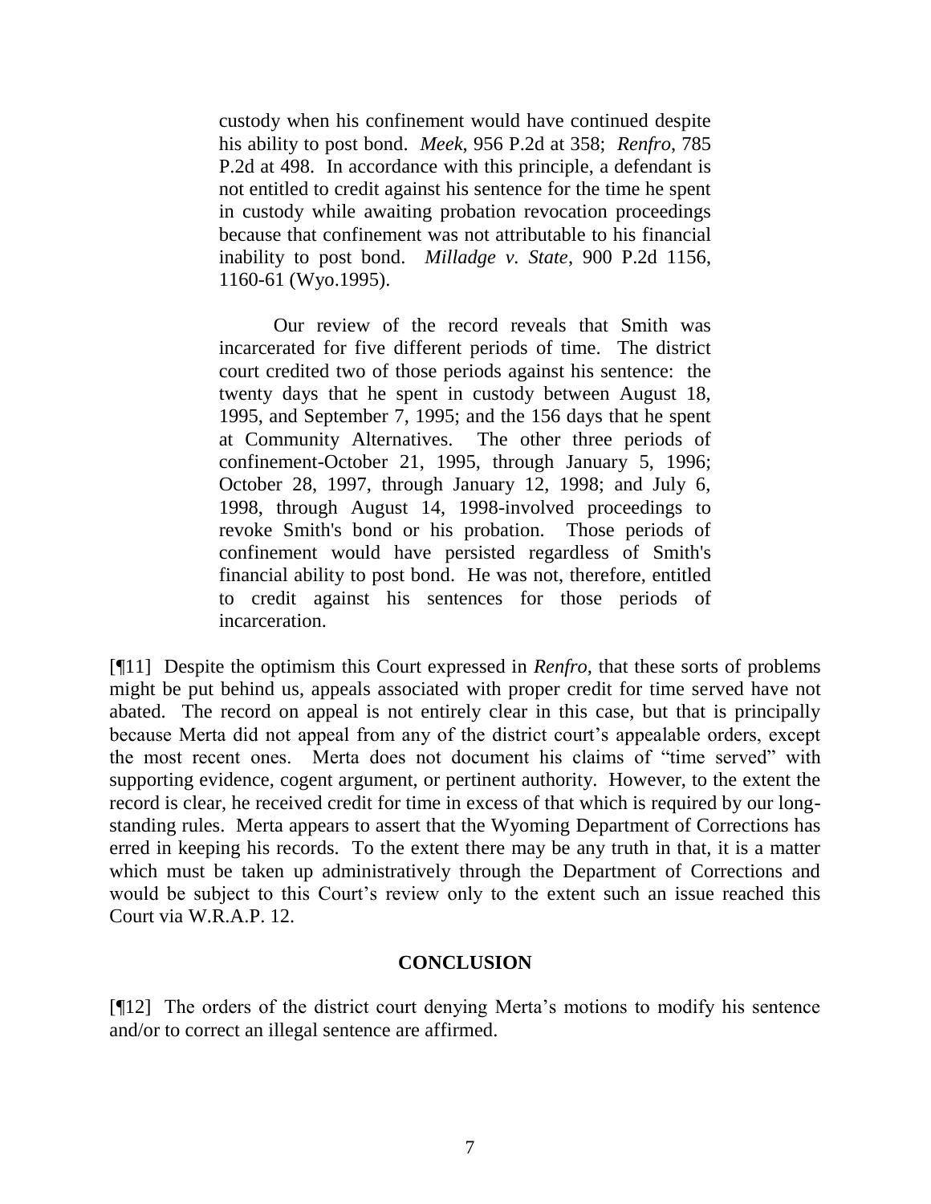> custody when his confinement would have continued despite his ability to post bond. *Meek*, 956 P.2d at 358; *Renfro*, 785 P.2d at 498. In accordance with this principle, a defendant is not entitled to credit against his sentence for the time he spent in custody while awaiting probation revocation proceedings because that confinement was not attributable to his financial inability to post bond. *Milladge v. State*, 900 P.2d 1156, 1160-61 (Wyo.1995).
>
> Our review of the record reveals that Smith was incarcerated for five different periods of time. The district court credited two of those periods against his sentence: the twenty days that he spent in custody between August 18, 1995, and September 7, 1995; and the 156 days that he spent at Community Alternatives. The other three periods of confinement-October 21, 1995, through January 5, 1996; October 28, 1997, through January 12, 1998; and July 6, 1998, through August 14, 1998-involved proceedings to revoke Smith's bond or his probation. Those periods of confinement would have persisted regardless of Smith's financial ability to post bond. He was not, therefore, entitled to credit against his sentences for those periods of incarceration.

[¶11] Despite the optimism this Court expressed in *Renfro*, that these sorts of problems might be put behind us, appeals associated with proper credit for time served have not abated. The record on appeal is not entirely clear in this case, but that is principally because Merta did not appeal from any of the district court's appealable orders, except the most recent ones. Merta does not document his claims of "time served" with supporting evidence, cogent argument, or pertinent authority. However, to the extent the record is clear, he received credit for time in excess of that which is required by our long-standing rules. Merta appears to assert that the Wyoming Department of Corrections has erred in keeping his records. To the extent there may be any truth in that, it is a matter which must be taken up administratively through the Department of Corrections and would be subject to this Court's review only to the extent such an issue reached this Court via W.R.A.P. 12.

## CONCLUSION

[¶12] The orders of the district court denying Merta's motions to modify his sentence and/or to correct an illegal sentence are affirmed.